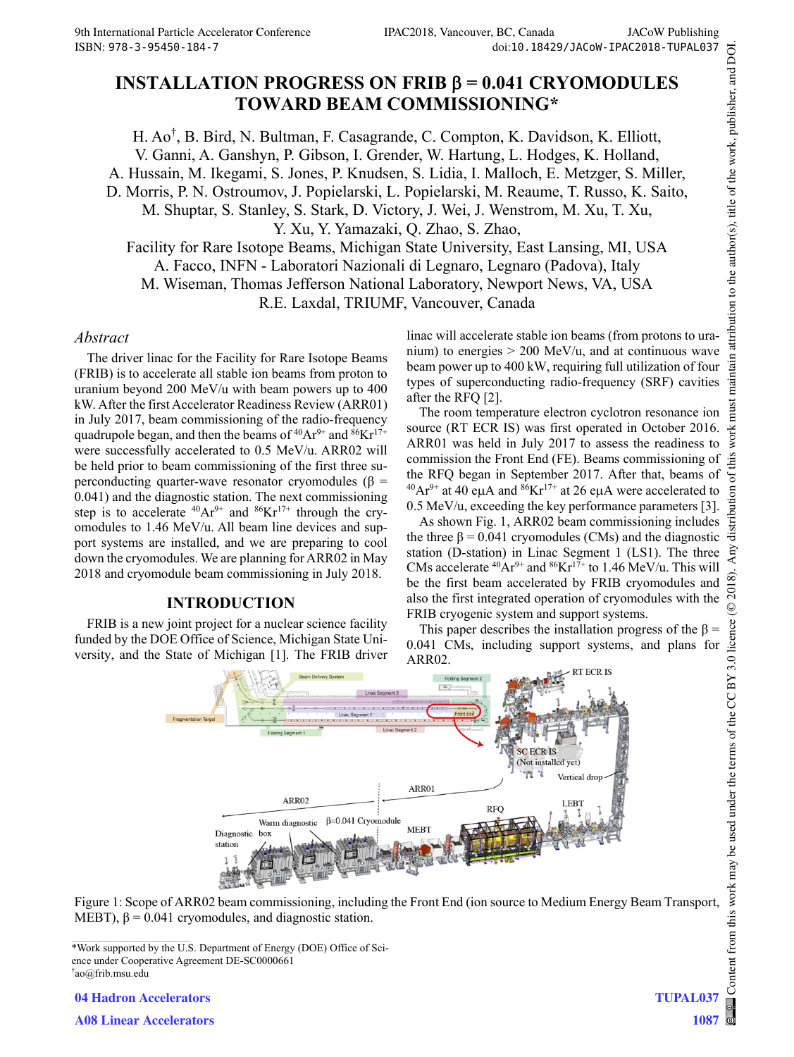# INSTALLATION PROGRESS ON FRIB β = 0.041 CRYOMODULES TOWARD BEAM COMMISSIONING*

H. Ao†, B. Bird, N. Bultman, F. Casagrande, C. Compton, K. Davidson, K. Elliott, V. Ganni, A. Ganshyn, P. Gibson, I. Grender, W. Hartung, L. Hodges, K. Holland, A. Hussain, M. Ikegami, S. Jones, P. Knudsen, S. Lidia, I. Malloch, E. Metzger, S. Miller, D. Morris, P. N. Ostroumov, J. Popielarski, L. Popielarski, M. Reaume, T. Russo, K. Saito, M. Shuptar, S. Stanley, S. Stark, D. Victory, J. Wei, J. Wenstrom, M. Xu, T. Xu, Y. Xu, Y. Yamazaki, Q. Zhao, S. Zhao,
Facility for Rare Isotope Beams, Michigan State University, East Lansing, MI, USA
A. Facco, INFN - Laboratori Nazionali di Legnaro, Legnaro (Padova), Italy
M. Wiseman, Thomas Jefferson National Laboratory, Newport News, VA, USA
R.E. Laxdal, TRIUMF, Vancouver, Canada

## *Abstract*

The driver linac for the Facility for Rare Isotope Beams (FRIB) is to accelerate all stable ion beams from proton to uranium beyond 200 MeV/u with beam powers up to 400 kW. After the first Accelerator Readiness Review (ARR01) in July 2017, beam commissioning of the radio-frequency quadrupole began, and then the beams of $^{40}Ar^{9+}$ and $^{86}Kr^{17+}$ were successfully accelerated to 0.5 MeV/u. ARR02 will be held prior to beam commissioning of the first three superconducting quarter-wave resonator cryomodules (β = 0.041) and the diagnostic station. The next commissioning step is to accelerate $^{40}Ar^{9+}$ and $^{86}Kr^{17+}$ through the cryomodules to 1.46 MeV/u. All beam line devices and support systems are installed, and we are preparing to cool down the cryomodules. We are planning for ARR02 in May 2018 and cryomodule beam commissioning in July 2018.

## INTRODUCTION

FRIB is a new joint project for a nuclear science facility funded by the DOE Office of Science, Michigan State University, and the State of Michigan [1]. The FRIB driver linac will accelerate stable ion beams (from protons to uranium) to energies > 200 MeV/u, and at continuous wave beam power up to 400 kW, requiring full utilization of four types of superconducting radio-frequency (SRF) cavities after the RFQ [2].

The room temperature electron cyclotron resonance ion source (RT ECR IS) was first operated in October 2016. ARR01 was held in July 2017 to assess the readiness to commission the Front End (FE). Beams commissioning of the RFQ began in September 2017. After that, beams of $^{40}Ar^{9+}$ at 40 eμA and $^{86}Kr^{17+}$ at 26 eμA were accelerated to 0.5 MeV/u, exceeding the key performance parameters [3].

As shown Fig. 1, ARR02 beam commissioning includes the three β = 0.041 cryomodules (CMs) and the diagnostic station (D-station) in Linac Segment 1 (LS1). The three CMs accelerate $^{40}Ar^{9+}$ and $^{86}Kr^{17+}$ to 1.46 MeV/u. This will be the first beam accelerated by FRIB cryomodules and also the first integrated operation of cryomodules with the FRIB cryogenic system and support systems.

This paper describes the installation progress of the β = 0.041 CMs, including support systems, and plans for ARR02.

Figure 1: Scope of ARR02 beam commissioning, including the Front End (ion source to Medium Energy Beam Transport, MEBT), β = 0.041 cryomodules, and diagnostic station.

*Work supported by the U.S. Department of Energy (DOE) Office of Science under Cooperative Agreement DE-SC0000661
†ao@frib.msu.edu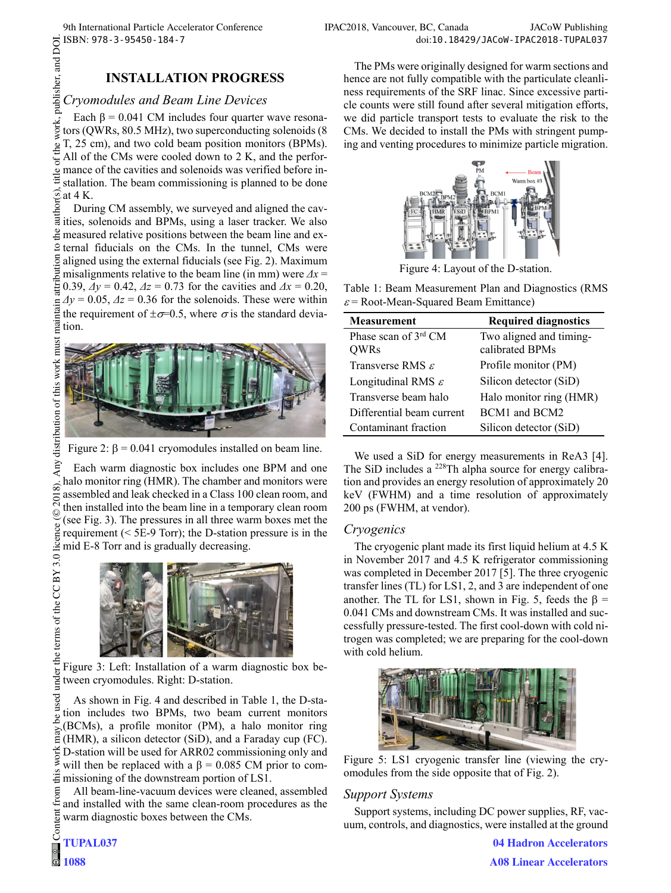## INSTALLATION PROGRESS

### *Cryomodules and Beam Line Devices*

Each $\beta = 0.041$ CM includes four quarter wave resonators (QWRs, 80.5 MHz), two superconducting solenoids (8 T, 25 cm), and two cold beam position monitors (BPMs). All of the CMs were cooled down to 2 K, and the performance of the cavities and solenoids was verified before installation. The beam commissioning is planned to be done at 4 K.

During CM assembly, we surveyed and aligned the cavities, solenoids and BPMs, using a laser tracker. We also measured relative positions between the beam line and external fiducials on the CMs. In the tunnel, CMs were aligned using the external fiducials (see Fig. 2). Maximum misalignments relative to the beam line (in mm) were $\Delta x = 0.39$, $\Delta y = 0.42$, $\Delta z = 0.73$ for the cavities and $\Delta x = 0.20$, $\Delta y = 0.05$, $\Delta z = 0.36$ for the solenoids. These were within the requirement of $\pm\sigma$=0.5, where $\sigma$ is the standard deviation.

Figure 2: $\beta = 0.041$ cryomodules installed on beam line.

Each warm diagnostic box includes one BPM and one halo monitor ring (HMR). The chamber and monitors were assembled and leak checked in a Class 100 clean room, and then installed into the beam line in a temporary clean room (see Fig. 3). The pressures in all three warm boxes met the requirement (< 5E-9 Torr); the D-station pressure is in the mid E-8 Torr and is gradually decreasing.

Figure 3: Left: Installation of a warm diagnostic box between cryomodules. Right: D-station.

As shown in Fig. 4 and described in Table 1, the D-station includes two BPMs, two beam current monitors (BCMs), a profile monitor (PM), a halo monitor ring (HMR), a silicon detector (SiD), and a Faraday cup (FC). D-station will be used for ARR02 commissioning only and will then be replaced with a $\beta = 0.085$ CM prior to commissioning of the downstream portion of LS1.

All beam-line-vacuum devices were cleaned, assembled and installed with the same clean-room procedures as the warm diagnostic boxes between the CMs.

The PMs were originally designed for warm sections and hence are not fully compatible with the particulate cleanliness requirements of the SRF linac. Since excessive particle counts were still found after several mitigation efforts, we did particle transport tests to evaluate the risk to the CMs. We decided to install the PMs with stringent pumping and venting procedures to minimize particle migration.

Figure 4: Layout of the D-station.

Table 1: Beam Measurement Plan and Diagnostics (RMS $\varepsilon$ = Root-Mean-Squared Beam Emittance)

| Measurement | Required diagnostics |
|---|---|
| Phase scan of 3rd CM QWRs | Two aligned and timing-calibrated BPMs |
| Transverse RMS $\varepsilon$ | Profile monitor (PM) |
| Longitudinal RMS $\varepsilon$ | Silicon detector (SiD) |
| Transverse beam halo | Halo monitor ring (HMR) |
| Differential beam current | BCM1 and BCM2 |
| Contaminant fraction | Silicon detector (SiD) |

We used a SiD for energy measurements in ReA3 [4]. The SiD includes a $^{228}$Th alpha source for energy calibration and provides an energy resolution of approximately 20 keV (FWHM) and a time resolution of approximately 200 ps (FWHM, at vendor).

### *Cryogenics*

The cryogenic plant made its first liquid helium at 4.5 K in November 2017 and 4.5 K refrigerator commissioning was completed in December 2017 [5]. The three cryogenic transfer lines (TL) for LS1, 2, and 3 are independent of one another. The TL for LS1, shown in Fig. 5, feeds the $\beta = 0.041$ CMs and downstream CMs. It was installed and successfully pressure-tested. The first cool-down with cold nitrogen was completed; we are preparing for the cool-down with cold helium.

Figure 5: LS1 cryogenic transfer line (viewing the cryomodules from the side opposite that of Fig. 2).

### *Support Systems*

Support systems, including DC power supplies, RF, vacuum, controls, and diagnostics, were installed at the ground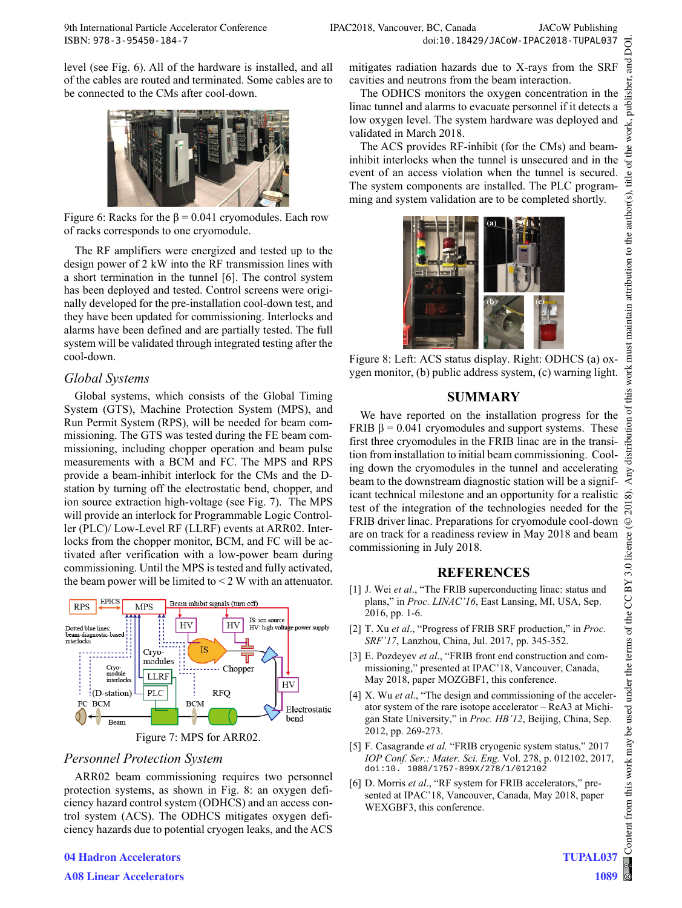level (see Fig. 6). All of the hardware is installed, and all of the cables are routed and terminated. Some cables are to be connected to the CMs after cool-down.

Figure 6: Racks for the β = 0.041 cryomodules. Each row of racks corresponds to one cryomodule.

The RF amplifiers were energized and tested up to the design power of 2 kW into the RF transmission lines with a short termination in the tunnel [6]. The control system has been deployed and tested. Control screens were originally developed for the pre-installation cool-down test, and they have been updated for commissioning. Interlocks and alarms have been defined and are partially tested. The full system will be validated through integrated testing after the cool-down.

### *Global Systems*

Global systems, which consists of the Global Timing System (GTS), Machine Protection System (MPS), and Run Permit System (RPS), will be needed for beam commissioning. The GTS was tested during the FE beam commissioning, including chopper operation and beam pulse measurements with a BCM and FC. The MPS and RPS provide a beam-inhibit interlock for the CMs and the D-station by turning off the electrostatic bend, chopper, and ion source extraction high-voltage (see Fig. 7). The MPS will provide an interlock for Programmable Logic Controller (PLC)/ Low-Level RF (LLRF) events at ARR02. Interlocks from the chopper monitor, BCM, and FC will be activated after verification with a low-power beam during commissioning. Until the MPS is tested and fully activated, the beam power will be limited to < 2 W with an attenuator.

RPS
EPICS
MPS
Beam inhibit signals (turn off)
HV
HV
IS: ion source
HV: high voltage power supply
Dotted blue lines: beam-diagnostic-based interlocks
Cryo-modules
IS
Cryo-module interlocks
Chopper
LLRF
HV
(D-station)
PLC
RFQ
FC BCM
BCM
Electrostatic bend
Beam

Figure 7: MPS for ARR02.

### *Personnel Protection System*

ARR02 beam commissioning requires two personnel protection systems, as shown in Fig. 8: an oxygen deficiency hazard control system (ODHCS) and an access control system (ACS). The ODHCS mitigates oxygen deficiency hazards due to potential cryogen leaks, and the ACS mitigates radiation hazards due to X-rays from the SRF cavities and neutrons from the beam interaction.

The ODHCS monitors the oxygen concentration in the linac tunnel and alarms to evacuate personnel if it detects a low oxygen level. The system hardware was deployed and validated in March 2018.

The ACS provides RF-inhibit (for the CMs) and beam-inhibit interlocks when the tunnel is unsecured and in the event of an access violation when the tunnel is secured. The system components are installed. The PLC programming and system validation are to be completed shortly.

Figure 8: Left: ACS status display. Right: ODHCS (a) oxygen monitor, (b) public address system, (c) warning light.

## SUMMARY

We have reported on the installation progress for the FRIB β = 0.041 cryomodules and support systems. These first three cryomodules in the FRIB linac are in the transition from installation to initial beam commissioning. Cooling down the cryomodules in the tunnel and accelerating beam to the downstream diagnostic station will be a significant technical milestone and an opportunity for a realistic test of the integration of the technologies needed for the FRIB driver linac. Preparations for cryomodule cool-down are on track for a readiness review in May 2018 and beam commissioning in July 2018.

## REFERENCES

[1] J. Wei *et al.*, "The FRIB superconducting linac: status and plans," in *Proc. LINAC'16*, East Lansing, MI, USA, Sep. 2016, pp. 1-6.

[2] T. Xu *et al.*, "Progress of FRIB SRF production," in *Proc. SRF'17*, Lanzhou, China, Jul. 2017, pp. 345-352.

[3] E. Pozdeyev *et al.*, "FRIB front end construction and commissioning," presented at IPAC'18, Vancouver, Canada, May 2018, paper MOZGBF1, this conference.

[4] X. Wu *et al.*, "The design and commissioning of the accelerator system of the rare isotope accelerator – ReA3 at Michigan State University," in *Proc. HB'12*, Beijing, China, Sep. 2012, pp. 269-273.

[5] F. Casagrande *et al.* "FRIB cryogenic system status," 2017 *IOP Conf. Ser.: Mater. Sci. Eng.* Vol. 278, p. 012102, 2017, doi:10. 1088/1757-899X/278/1/012102

[6] D. Morris *et al.*, "RF system for FRIB accelerators," presented at IPAC'18, Vancouver, Canada, May 2018, paper WEXGBF3, this conference.